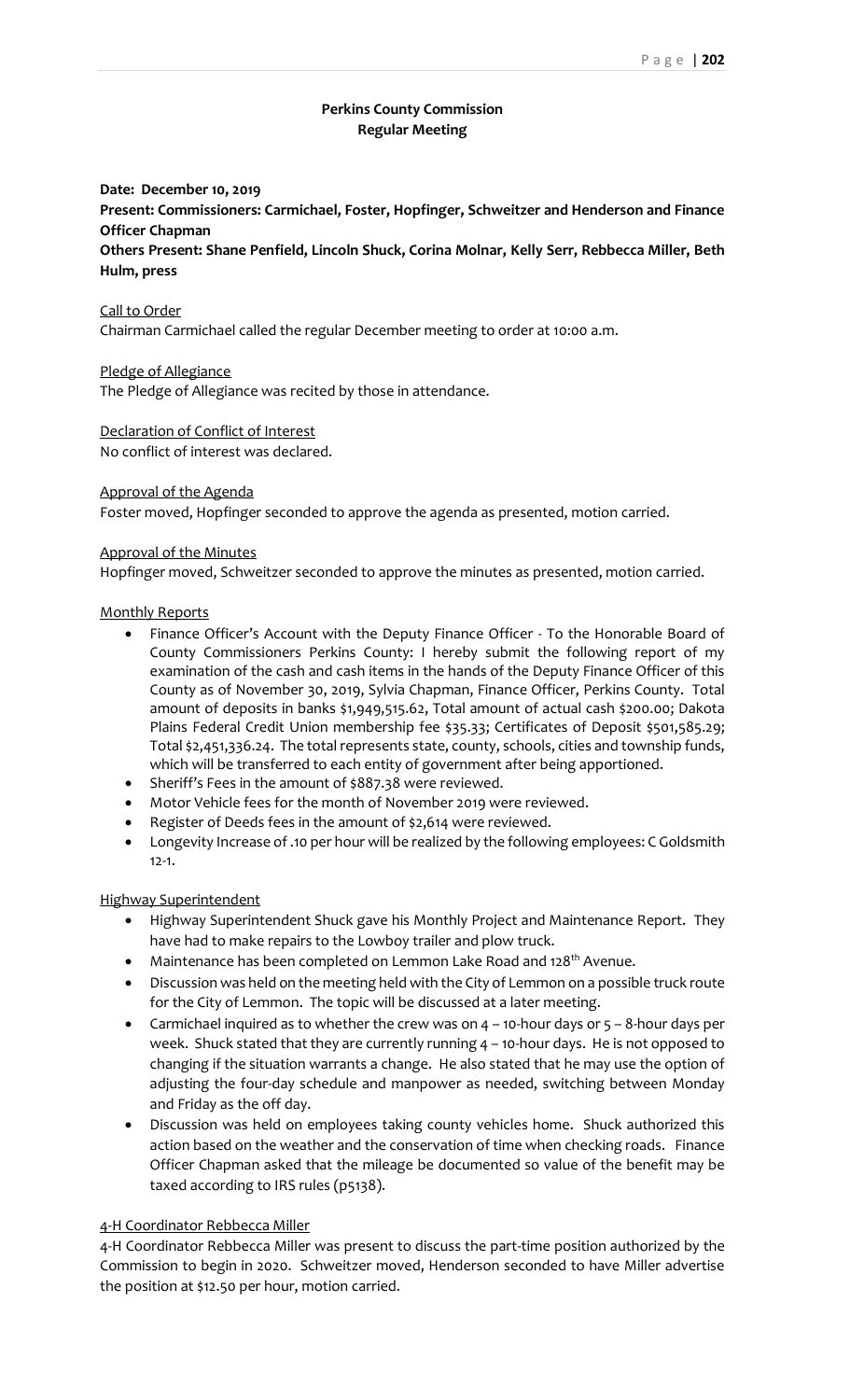# Perkins County Commission
## Regular Meeting

**Date: December 10, 2019**

**Present: Commissioners: Carmichael, Foster, Hopfinger, Schweitzer and Henderson and Finance Officer Chapman**

**Others Present: Shane Penfield, Lincoln Shuck, Corina Molnar, Kelly Serr, Rebbecca Miller, Beth Hulm, press**

Call to Order

Chairman Carmichael called the regular December meeting to order at 10:00 a.m.

Pledge of Allegiance

The Pledge of Allegiance was recited by those in attendance.

Declaration of Conflict of Interest

No conflict of interest was declared.

Approval of the Agenda

Foster moved, Hopfinger seconded to approve the agenda as presented, motion carried.

Approval of the Minutes

Hopfinger moved, Schweitzer seconded to approve the minutes as presented, motion carried.

Monthly Reports

- Finance Officer's Account with the Deputy Finance Officer - To the Honorable Board of County Commissioners Perkins County: I hereby submit the following report of my examination of the cash and cash items in the hands of the Deputy Finance Officer of this County as of November 30, 2019, Sylvia Chapman, Finance Officer, Perkins County. Total amount of deposits in banks $1,949,515.62, Total amount of actual cash $200.00; Dakota Plains Federal Credit Union membership fee $35.33; Certificates of Deposit $501,585.29; Total $2,451,336.24. The total represents state, county, schools, cities and township funds, which will be transferred to each entity of government after being apportioned.
- Sheriff's Fees in the amount of $887.38 were reviewed.
- Motor Vehicle fees for the month of November 2019 were reviewed.
- Register of Deeds fees in the amount of $2,614 were reviewed.
- Longevity Increase of .10 per hour will be realized by the following employees: C Goldsmith 12-1.

Highway Superintendent

- Highway Superintendent Shuck gave his Monthly Project and Maintenance Report. They have had to make repairs to the Lowboy trailer and plow truck.
- Maintenance has been completed on Lemmon Lake Road and 128th Avenue.
- Discussion was held on the meeting held with the City of Lemmon on a possible truck route for the City of Lemmon. The topic will be discussed at a later meeting.
- Carmichael inquired as to whether the crew was on 4 – 10-hour days or 5 – 8-hour days per week. Shuck stated that they are currently running 4 – 10-hour days. He is not opposed to changing if the situation warrants a change. He also stated that he may use the option of adjusting the four-day schedule and manpower as needed, switching between Monday and Friday as the off day.
- Discussion was held on employees taking county vehicles home. Shuck authorized this action based on the weather and the conservation of time when checking roads. Finance Officer Chapman asked that the mileage be documented so value of the benefit may be taxed according to IRS rules (p5138).

4-H Coordinator Rebbecca Miller

4-H Coordinator Rebbecca Miller was present to discuss the part-time position authorized by the Commission to begin in 2020. Schweitzer moved, Henderson seconded to have Miller advertise the position at $12.50 per hour, motion carried.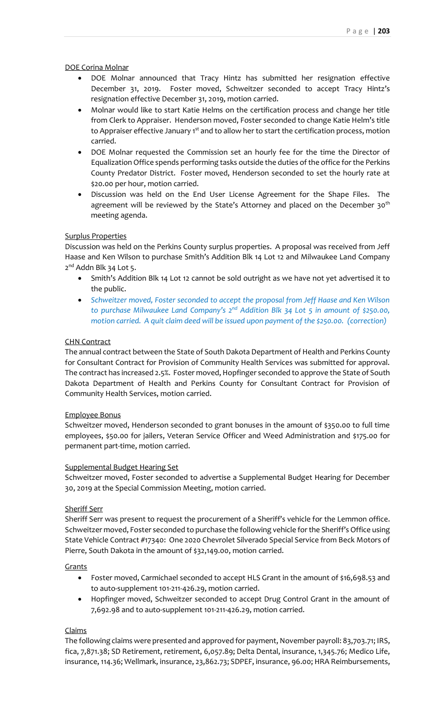DOE Corina Molnar

- DOE Molnar announced that Tracy Hintz has submitted her resignation effective December 31, 2019. Foster moved, Schweitzer seconded to accept Tracy Hintz's resignation effective December 31, 2019, motion carried.
- Molnar would like to start Katie Helms on the certification process and change her title from Clerk to Appraiser. Henderson moved, Foster seconded to change Katie Helm's title to Appraiser effective January 1st and to allow her to start the certification process, motion carried.
- DOE Molnar requested the Commission set an hourly fee for the time the Director of Equalization Office spends performing tasks outside the duties of the office for the Perkins County Predator District. Foster moved, Henderson seconded to set the hourly rate at $20.00 per hour, motion carried.
- Discussion was held on the End User License Agreement for the Shape Files. The agreement will be reviewed by the State's Attorney and placed on the December 30th meeting agenda.

Surplus Properties

Discussion was held on the Perkins County surplus properties. A proposal was received from Jeff Haase and Ken Wilson to purchase Smith's Addition Blk 14 Lot 12 and Milwaukee Land Company 2nd Addn Blk 34 Lot 5.

- Smith's Addition Blk 14 Lot 12 cannot be sold outright as we have not yet advertised it to the public.
- *Schweitzer moved, Foster seconded to accept the proposal from Jeff Haase and Ken Wilson to purchase Milwaukee Land Company's 2nd Addition Blk 34 Lot 5 in amount of $250.00, motion carried. A quit claim deed will be issued upon payment of the $250.00. (correction)*

CHN Contract

The annual contract between the State of South Dakota Department of Health and Perkins County for Consultant Contract for Provision of Community Health Services was submitted for approval. The contract has increased 2.5%. Foster moved, Hopfinger seconded to approve the State of South Dakota Department of Health and Perkins County for Consultant Contract for Provision of Community Health Services, motion carried.

Employee Bonus

Schweitzer moved, Henderson seconded to grant bonuses in the amount of $350.00 to full time employees, $50.00 for jailers, Veteran Service Officer and Weed Administration and $175.00 for permanent part-time, motion carried.

Supplemental Budget Hearing Set

Schweitzer moved, Foster seconded to advertise a Supplemental Budget Hearing for December 30, 2019 at the Special Commission Meeting, motion carried.

Sheriff Serr

Sheriff Serr was present to request the procurement of a Sheriff's vehicle for the Lemmon office. Schweitzer moved, Foster seconded to purchase the following vehicle for the Sheriff's Office using State Vehicle Contract #17340: One 2020 Chevrolet Silverado Special Service from Beck Motors of Pierre, South Dakota in the amount of $32,149.00, motion carried.

Grants

- Foster moved, Carmichael seconded to accept HLS Grant in the amount of $16,698.53 and to auto-supplement 101-211-426.29, motion carried.
- Hopfinger moved, Schweitzer seconded to accept Drug Control Grant in the amount of 7,692.98 and to auto-supplement 101-211-426.29, motion carried.

Claims

The following claims were presented and approved for payment, November payroll: 83,703.71; IRS, fica, 7,871.38; SD Retirement, retirement, 6,057.89; Delta Dental, insurance, 1,345.76; Medico Life, insurance, 114.36; Wellmark, insurance, 23,862.73; SDPEF, insurance, 96.00; HRA Reimbursements,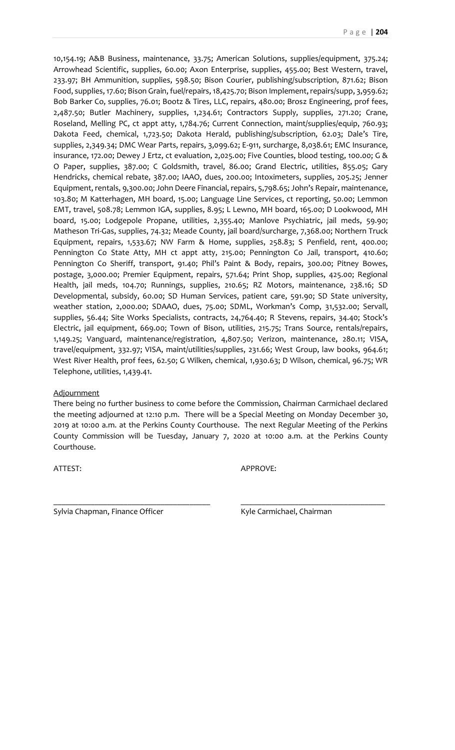10,154.19; A&B Business, maintenance, 33.75; American Solutions, supplies/equipment, 375.24; Arrowhead Scientific, supplies, 60.00; Axon Enterprise, supplies, 455.00; Best Western, travel, 233.97; BH Ammunition, supplies, 598.50; Bison Courier, publishing/subscription, 871.62; Bison Food, supplies, 17.60; Bison Grain, fuel/repairs, 18,425.70; Bison Implement, repairs/supp, 3,959.62; Bob Barker Co, supplies, 76.01; Bootz & Tires, LLC, repairs, 480.00; Brosz Engineering, prof fees, 2,487.50; Butler Machinery, supplies, 1,234.61; Contractors Supply, supplies, 271.20; Crane, Roseland, Melling PC, ct appt atty, 1,784.76; Current Connection, maint/supplies/equip, 760.93; Dakota Feed, chemical, 1,723.50; Dakota Herald, publishing/subscription, 62.03; Dale's Tire, supplies, 2,349.34; DMC Wear Parts, repairs, 3,099.62; E-911, surcharge, 8,038.61; EMC Insurance, insurance, 172.00; Dewey J Ertz, ct evaluation, 2,025.00; Five Counties, blood testing, 100.00; G & O Paper, supplies, 387.00; C Goldsmith, travel, 86.00; Grand Electric, utilities, 855.05; Gary Hendricks, chemical rebate, 387.00; IAAO, dues, 200.00; Intoximeters, supplies, 205.25; Jenner Equipment, rentals, 9,300.00; John Deere Financial, repairs, 5,798.65; John's Repair, maintenance, 103.80; M Katterhagen, MH board, 15.00; Language Line Services, ct reporting, 50.00; Lemmon EMT, travel, 508.78; Lemmon IGA, supplies, 8.95; L Lewno, MH board, 165.00; D Lookwood, MH board, 15.00; Lodgepole Propane, utilities, 2,355.40; Manlove Psychiatric, jail meds, 59.90; Matheson Tri-Gas, supplies, 74.32; Meade County, jail board/surcharge, 7,368.00; Northern Truck Equipment, repairs, 1,533.67; NW Farm & Home, supplies, 258.83; S Penfield, rent, 400.00; Pennington Co State Atty, MH ct appt atty, 215.00; Pennington Co Jail, transport, 410.60; Pennington Co Sheriff, transport, 91.40; Phil's Paint & Body, repairs, 300.00; Pitney Bowes, postage, 3,000.00; Premier Equipment, repairs, 571.64; Print Shop, supplies, 425.00; Regional Health, jail meds, 104.70; Runnings, supplies, 210.65; RZ Motors, maintenance, 238.16; SD Developmental, subsidy, 60.00; SD Human Services, patient care, 591.90; SD State university, weather station, 2,000.00; SDAAO, dues, 75.00; SDML, Workman's Comp, 31,532.00; Servall, supplies, 56.44; Site Works Specialists, contracts, 24,764.40; R Stevens, repairs, 34.40; Stock's Electric, jail equipment, 669.00; Town of Bison, utilities, 215.75; Trans Source, rentals/repairs, 1,149.25; Vanguard, maintenance/registration, 4,807.50; Verizon, maintenance, 280.11; VISA, travel/equipment, 332.97; VISA, maint/utilities/supplies, 231.66; West Group, law books, 964.61; West River Health, prof fees, 62.50; G Wilken, chemical, 1,930.63; D Wilson, chemical, 96.75; WR Telephone, utilities, 1,439.41.

Adjournment

There being no further business to come before the Commission, Chairman Carmichael declared the meeting adjourned at 12:10 p.m. There will be a Special Meeting on Monday December 30, 2019 at 10:00 a.m. at the Perkins County Courthouse. The next Regular Meeting of the Perkins County Commission will be Tuesday, January 7, 2020 at 10:00 a.m. at the Perkins County Courthouse.

ATTEST: APPROVE:

_______________________________ _______________________________

Sylvia Chapman, Finance Officer Kyle Carmichael, Chairman